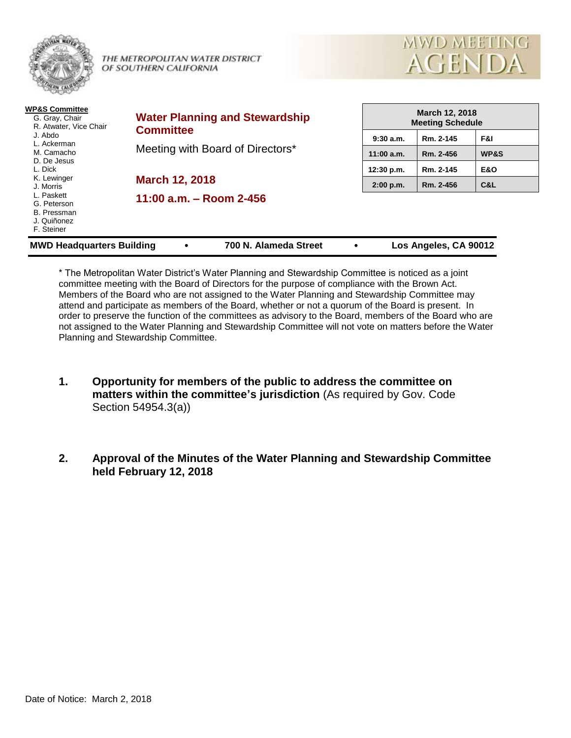THE METROPOLITAN WATER DISTRICT OF SOUTHERN CALIFORNIA

# MWD MEETING AGENDA

**WP&S Committee**
- G. Gray, Chair
- R. Atwater, Vice Chair
- J. Abdo
- L. Ackerman
- M. Camacho
- D. De Jesus
- L. Dick
- K. Lewinger
- J. Morris
- L. Paskett
- G. Peterson
- B. Pressman
- J. Quiñonez
- F. Steiner

## Water Planning and Stewardship Committee

Meeting with Board of Directors*

**March 12, 2018**

**11:00 a.m. – Room 2-456**

| March 12, 2018 Meeting Schedule | | |
|---|---|---|
| 9:30 a.m. | Rm. 2-145 | F&I |
| 11:00 a.m. | Rm. 2-456 | WP&S |
| 12:30 p.m. | Rm. 2-145 | E&O |
| 2:00 p.m. | Rm. 2-456 | C&L |

**MWD Headquarters Building • 700 N. Alameda Street • Los Angeles, CA 90012**

* The Metropolitan Water District's Water Planning and Stewardship Committee is noticed as a joint committee meeting with the Board of Directors for the purpose of compliance with the Brown Act. Members of the Board who are not assigned to the Water Planning and Stewardship Committee may attend and participate as members of the Board, whether or not a quorum of the Board is present. In order to preserve the function of the committees as advisory to the Board, members of the Board who are not assigned to the Water Planning and Stewardship Committee will not vote on matters before the Water Planning and Stewardship Committee.

1. **Opportunity for members of the public to address the committee on matters within the committee's jurisdiction** (As required by Gov. Code Section 54954.3(a))

2. **Approval of the Minutes of the Water Planning and Stewardship Committee held February 12, 2018**

Date of Notice: March 2, 2018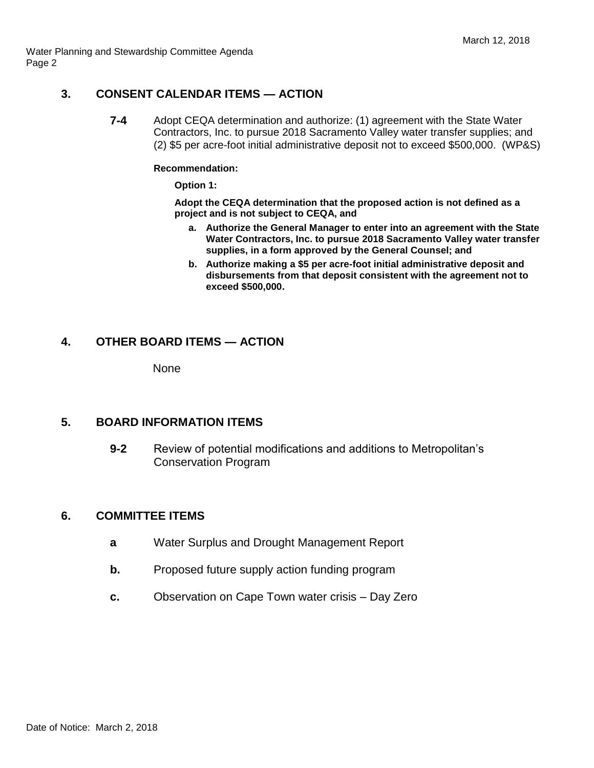## 3. CONSENT CALENDAR ITEMS — ACTION

**7-4** Adopt CEQA determination and authorize: (1) agreement with the State Water Contractors, Inc. to pursue 2018 Sacramento Valley water transfer supplies; and (2) $5 per acre-foot initial administrative deposit not to exceed $500,000. (WP&S)

**Recommendation:**

**Option 1:**

**Adopt the CEQA determination that the proposed action is not defined as a project and is not subject to CEQA, and**

- **a. Authorize the General Manager to enter into an agreement with the State Water Contractors, Inc. to pursue 2018 Sacramento Valley water transfer supplies, in a form approved by the General Counsel; and**
- **b. Authorize making a $5 per acre-foot initial administrative deposit and disbursements from that deposit consistent with the agreement not to exceed $500,000.**

## 4. OTHER BOARD ITEMS — ACTION

None

## 5. BOARD INFORMATION ITEMS

**9-2** Review of potential modifications and additions to Metropolitan's Conservation Program

## 6. COMMITTEE ITEMS

- **a** Water Surplus and Drought Management Report
- **b.** Proposed future supply action funding program
- **c.** Observation on Cape Town water crisis – Day Zero

Date of Notice: March 2, 2018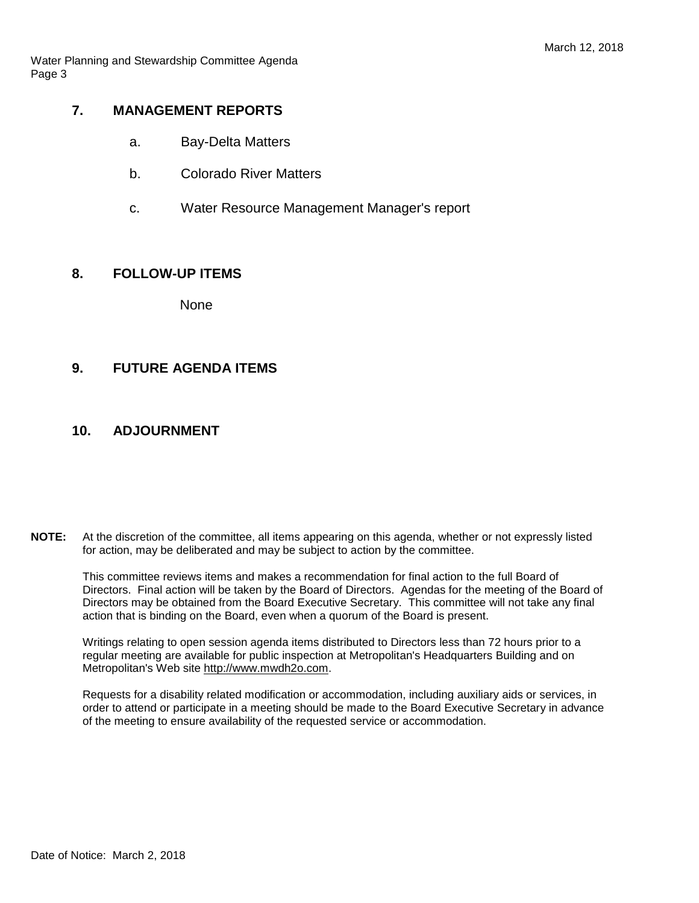## 7. MANAGEMENT REPORTS

a. Bay-Delta Matters

b. Colorado River Matters

c. Water Resource Management Manager's report

## 8. FOLLOW-UP ITEMS

None

## 9. FUTURE AGENDA ITEMS

## 10. ADJOURNMENT

**NOTE:** At the discretion of the committee, all items appearing on this agenda, whether or not expressly listed for action, may be deliberated and may be subject to action by the committee.

This committee reviews items and makes a recommendation for final action to the full Board of Directors. Final action will be taken by the Board of Directors. Agendas for the meeting of the Board of Directors may be obtained from the Board Executive Secretary. This committee will not take any final action that is binding on the Board, even when a quorum of the Board is present.

Writings relating to open session agenda items distributed to Directors less than 72 hours prior to a regular meeting are available for public inspection at Metropolitan's Headquarters Building and on Metropolitan's Web site http://www.mwdh2o.com.

Requests for a disability related modification or accommodation, including auxiliary aids or services, in order to attend or participate in a meeting should be made to the Board Executive Secretary in advance of the meeting to ensure availability of the requested service or accommodation.

Date of Notice: March 2, 2018